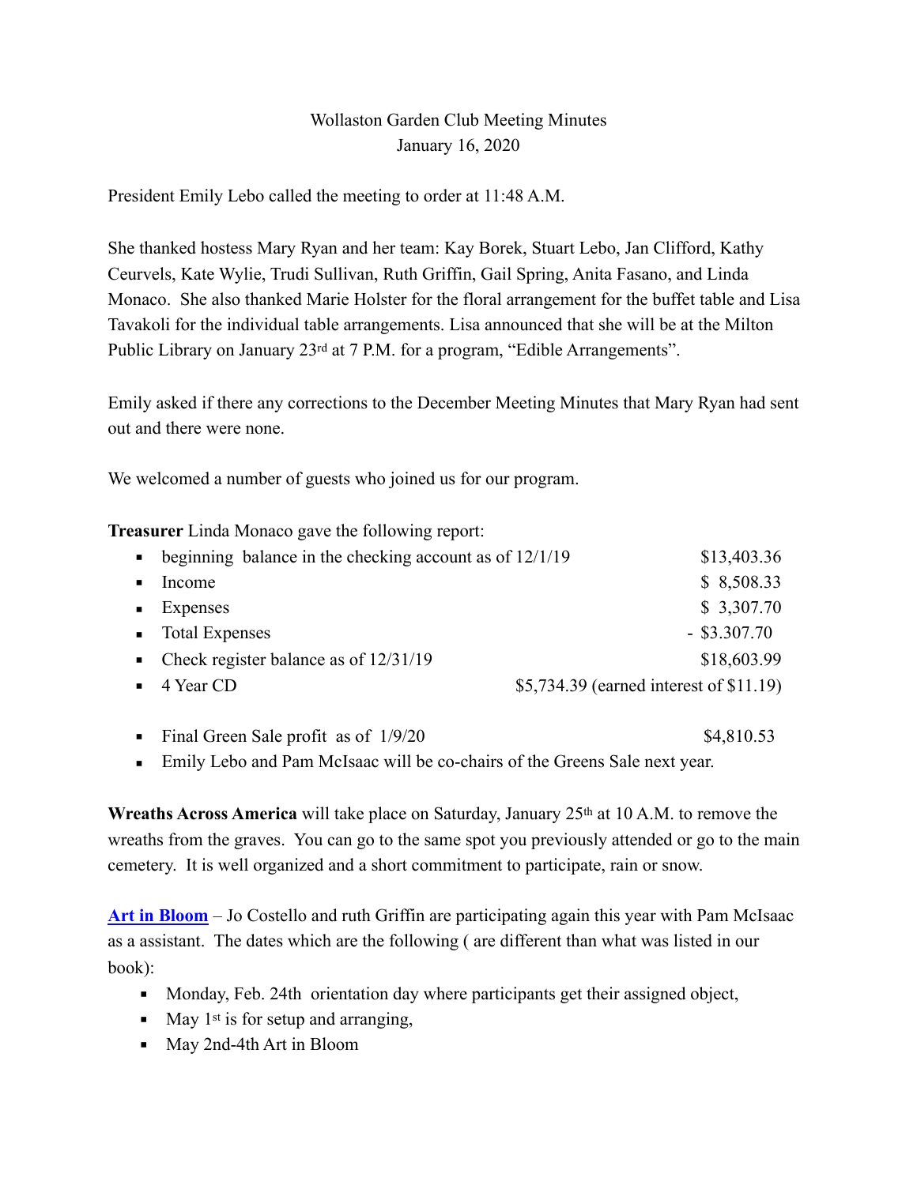Wollaston Garden Club Meeting Minutes
January 16, 2020

President Emily Lebo called the meeting to order at 11:48 A.M.

She thanked hostess Mary Ryan and her team: Kay Borek, Stuart Lebo, Jan Clifford, Kathy Ceurvels, Kate Wylie, Trudi Sullivan, Ruth Griffin, Gail Spring, Anita Fasano, and Linda Monaco. She also thanked Marie Holster for the floral arrangement for the buffet table and Lisa Tavakoli for the individual table arrangements. Lisa announced that she will be at the Milton Public Library on January 23rd at 7 P.M. for a program, "Edible Arrangements".

Emily asked if there any corrections to the December Meeting Minutes that Mary Ryan had sent out and there were none.

We welcomed a number of guests who joined us for our program.

**Treasurer** Linda Monaco gave the following report:

- beginning balance in the checking account as of 12/1/19 — $13,403.36
- Income — $ 8,508.33
- Expenses — $ 3,307.70
- Total Expenses — - $3.307.70
- Check register balance as of 12/31/19 — $18,603.99
- 4 Year CD — $5,734.39 (earned interest of $11.19)

- Final Green Sale profit as of 1/9/20 — $4,810.53
- Emily Lebo and Pam McIsaac will be co-chairs of the Greens Sale next year.

**Wreaths Across America** will take place on Saturday, January 25th at 10 A.M. to remove the wreaths from the graves. You can go to the same spot you previously attended or go to the main cemetery. It is well organized and a short commitment to participate, rain or snow.

**Art in Bloom** – Jo Costello and ruth Griffin are participating again this year with Pam McIsaac as a assistant. The dates which are the following ( are different than what was listed in our book):

- Monday, Feb. 24th orientation day where participants get their assigned object,
- May 1st is for setup and arranging,
- May 2nd-4th Art in Bloom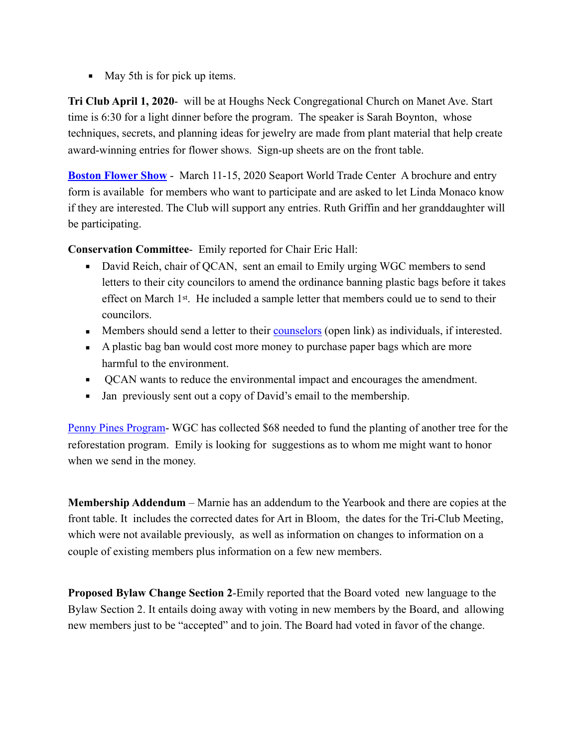- May 5th is for pick up items.

**Tri Club April 1, 2020**- will be at Houghs Neck Congregational Church on Manet Ave. Start time is 6:30 for a light dinner before the program. The speaker is Sarah Boynton, whose techniques, secrets, and planning ideas for jewelry are made from plant material that help create award-winning entries for flower shows. Sign-up sheets are on the front table.

**Boston Flower Show** - March 11-15, 2020 Seaport World Trade Center A brochure and entry form is available for members who want to participate and are asked to let Linda Monaco know if they are interested. The Club will support any entries. Ruth Griffin and her granddaughter will be participating.

**Conservation Committee**- Emily reported for Chair Eric Hall:

- David Reich, chair of QCAN, sent an email to Emily urging WGC members to send letters to their city councilors to amend the ordinance banning plastic bags before it takes effect on March 1st. He included a sample letter that members could ue to send to their councilors.
- Members should send a letter to their counselors (open link) as individuals, if interested.
- A plastic bag ban would cost more money to purchase paper bags which are more harmful to the environment.
- QCAN wants to reduce the environmental impact and encourages the amendment.
- Jan previously sent out a copy of David's email to the membership.

Penny Pines Program- WGC has collected $68 needed to fund the planting of another tree for the reforestation program. Emily is looking for suggestions as to whom me might want to honor when we send in the money.

**Membership Addendum** – Marnie has an addendum to the Yearbook and there are copies at the front table. It includes the corrected dates for Art in Bloom, the dates for the Tri-Club Meeting, which were not available previously, as well as information on changes to information on a couple of existing members plus information on a few new members.

**Proposed Bylaw Change Section 2**-Emily reported that the Board voted new language to the Bylaw Section 2. It entails doing away with voting in new members by the Board, and allowing new members just to be "accepted" and to join. The Board had voted in favor of the change.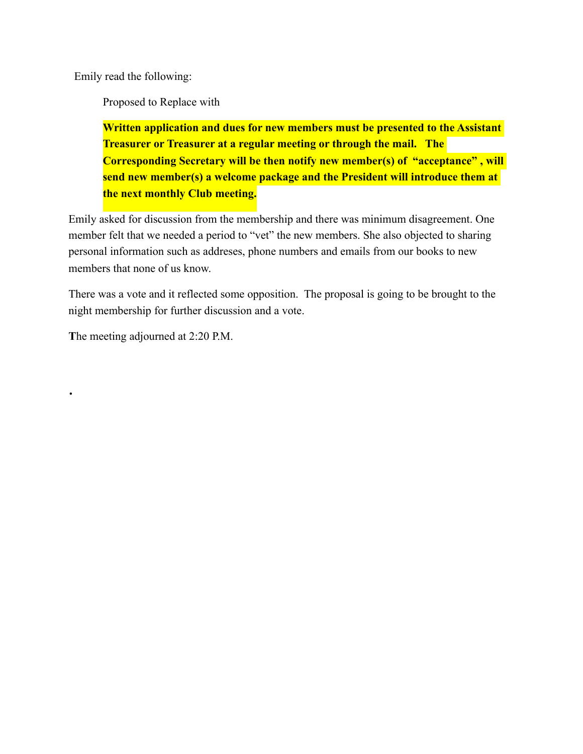Emily read the following:

Proposed to Replace with

> **Written application and dues for new members must be presented to the Assistant Treasurer or Treasurer at a regular meeting or through the mail. The Corresponding Secretary will be then notify new member(s) of "acceptance" , will send new member(s) a welcome package and the President will introduce them at the next monthly Club meeting.**

Emily asked for discussion from the membership and there was minimum disagreement. One member felt that we needed a period to "vet" the new members. She also objected to sharing personal information such as addreses, phone numbers and emails from our books to new members that none of us know.

There was a vote and it reflected some opposition. The proposal is going to be brought to the night membership for further discussion and a vote.

The meeting adjourned at 2:20 P.M.